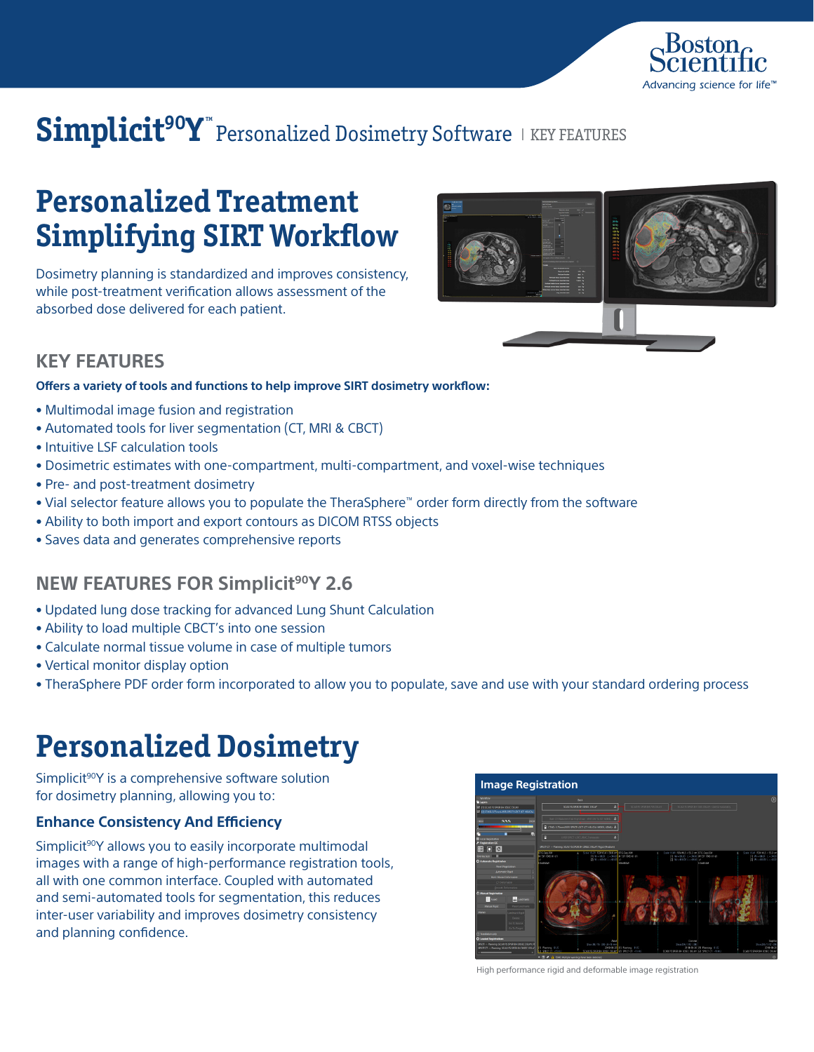# Simplicit$^{90}$Y™ Personalized Dosimetry Software | KEY FEATURES

## Personalized Treatment Simplifying SIRT Workflow

Dosimetry planning is standardized and improves consistency, while post-treatment verification allows assessment of the absorbed dose delivered for each patient.

### KEY FEATURES

**Offers a variety of tools and functions to help improve SIRT dosimetry workflow:**

- Multimodal image fusion and registration
- Automated tools for liver segmentation (CT, MRI & CBCT)
- Intuitive LSF calculation tools
- Dosimetric estimates with one-compartment, multi-compartment, and voxel-wise techniques
- Pre- and post-treatment dosimetry
- Vial selector feature allows you to populate the TheraSphere™ order form directly from the software
- Ability to both import and export contours as DICOM RTSS objects
- Saves data and generates comprehensive reports

### NEW FEATURES FOR Simplicit$^{90}$Y 2.6

- Updated lung dose tracking for advanced Lung Shunt Calculation
- Ability to load multiple CBCT's into one session
- Calculate normal tissue volume in case of multiple tumors
- Vertical monitor display option
- TheraSphere PDF order form incorporated to allow you to populate, save and use with your standard ordering process

## Personalized Dosimetry

Simplicit$^{90}$Y is a comprehensive software solution for dosimetry planning, allowing you to:

### Enhance Consistency And Efficiency

Simplicit$^{90}$Y allows you to easily incorporate multimodal images with a range of high-performance registration tools, all with one common interface. Coupled with automated and semi-automated tools for segmentation, this reduces inter-user variability and improves dosimetry consistency and planning confidence.

**Image Registration**

High performance rigid and deformable image registration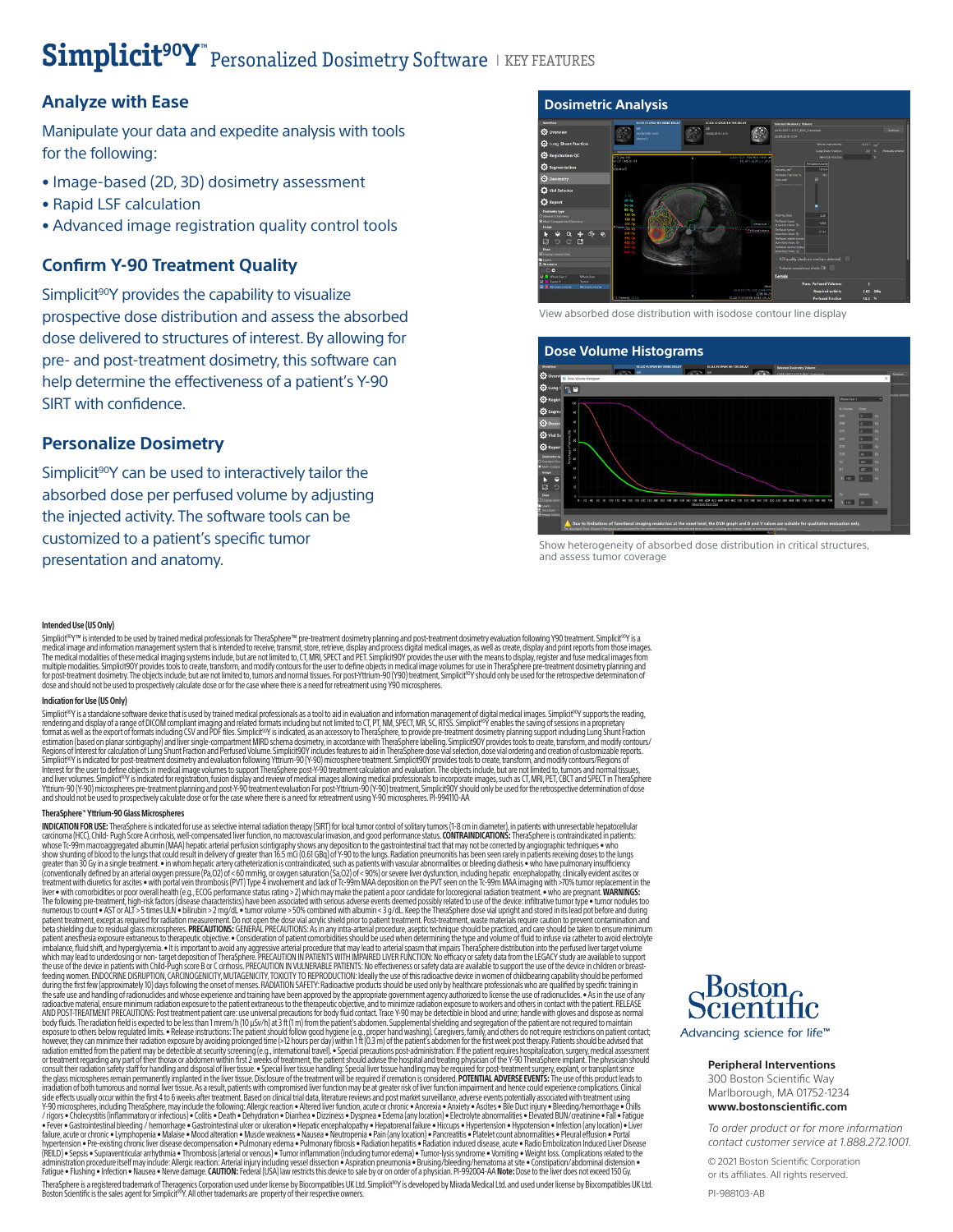# Simplicit$^{90}$Y™ Personalized Dosimetry Software | KEY FEATURES

## Analyze with Ease

Manipulate your data and expedite analysis with tools for the following:

- Image-based (2D, 3D) dosimetry assessment
- Rapid LSF calculation
- Advanced image registration quality control tools

## Confirm Y-90 Treatment Quality

Simplicit$^{90}$Y provides the capability to visualize prospective dose distribution and assess the absorbed dose delivered to structures of interest. By allowing for pre- and post-treatment dosimetry, this software can help determine the effectiveness of a patient's Y-90 SIRT with confidence.

## Personalize Dosimetry

Simplicit$^{90}$Y can be used to interactively tailor the absorbed dose per perfused volume by adjusting the injected activity. The software tools can be customized to a patient's specific tumor presentation and anatomy.

### Dosimetric Analysis

View absorbed dose distribution with isodose contour line display

### Dose Volume Histograms

Show heterogeneity of absorbed dose distribution in critical structures, and assess tumor coverage

**Intended Use (US Only)**

Simplicit$^{90}$Y™ is intended to be used by trained medical professionals for TheraSphere™ pre-treatment dosimetry planning and post-treatment dosimetry evaluation following Y90 treatment. Simplicit$^{90}$Y is a medical image and information management system that is intended to receive, transmit, store, retrieve, display and process digital medical images, as well as create, display and print reports from those images. The medical modalities of these medical imaging systems include, but are not limited to, CT, MRI, SPECT and PET. Simplicit90Y provides the user with the means to display, register and fuse medical images from multiple modalities. Simplicit90Y provides tools to create, transform, and modify contours for the user to define objects in medical image volumes for use in TheraSphere pre-treatment dosimetry planning and for post-treatment dosimetry. The objects include, but are not limited to, tumors and normal tissues. For post-Yttrium-90 (Y90) treatment, Simplicit$^{90}$Y should only be used for the retrospective determination of dose and should not be used to prospectively calculate dose or for the case where there is a need for retreatment using Y90 microspheres.

**Indication for Use (US Only)**

Simplicit$^{90}$Y is a standalone software device that is used by trained medical professionals as a tool to aid in evaluation and information management of digital medical images. Simplicit$^{90}$Y supports the reading, rendering and display of a range of DICOM compliant imaging and related formats including but not limited to CT, PT, NM, SPECT, MR, SC, RTSS. Simplicit$^{90}$Y enables the saving of sessions in a proprietary format as well as the export of formats including CSV and PDF files. Simplicit$^{90}$Y is indicated, as an accessory to TheraSphere, to provide pre-treatment dosimetry planning support including Lung Shunt Fraction estimation (based on planar scintigraphy) and liver single-compartment MIRD schema dosimetry, in accordance with TheraSphere labelling. Simplicit90Y provides tools to create, transform, and modify contours/Regions of Interest for calculation of Lung Shunt Fraction and Perfused Volume. Simplicit90Y includes features to aid in TheraSphere dose vial selection, dose vial ordering and creation of customizable reports. Simplicit$^{90}$Y is indicated for post-treatment dosimetry and evaluation following Yttrium-90 (Y-90) microsphere treatment. Simplicit90Y provides tools to create, transform, and modify contours/Regions of Interest for the user to define objects in medical image volumes to support TheraSphere post-Y-90 treatment calculation and evaluation. The objects include, but are not limited to, tumors and normal tissues, and liver volumes. Simplicit$^{90}$Y is indicated for registration, fusion display and review of medical images allowing medical professionals to incorporate images, such as CT, MRI, PET, CBCT and SPECT in TheraSphere Yttrium-90 (Y-90) microspheres pre-treatment planning and post-Y-90 treatment evaluation For post-Yttrium-90 (Y-90) treatment, Simplicit90Y should only be used for the retrospective determination of dose and should not be used to prospectively calculate dose or for the case where there is a need for retreatment using Y-90 microspheres. PI-994110-AA

**TheraSphere™ Yttrium-90 Glass Microspheres**

**INDICATION FOR USE:** TheraSphere is indicated for use as selective internal radiation therapy (SIRT) for local tumor control of solitary tumors (1-8 cm in diameter), in patients with unresectable hepatocellular carcinoma (HCC), Child- Pugh Score A cirrhosis, well-compensated liver function, no macrovascular invasion, and good performance status. **CONTRAINDICATIONS:** TheraSphere is contraindicated in patients: whose Tc-99m macroaggregated albumin (MAA) hepatic arterial perfusion scintigraphy shows any deposition to the gastrointestinal tract that may not be corrected by angiographic techniques • who show shunting of blood to the lungs that could result in delivery of greater than 16.5 mCi (0.61 GBq) of Y-90 to the lungs. Radiation pneumonitis has been seen rarely in patients receiving doses to the lungs greater than 30 Gy in a single treatment. • in whom hepatic artery catheterization is contraindicated, such as patients with vascular abnormalities or bleeding diathesis • who have pulmonary insufficiency (conventionally defined by an arterial oxygen pressure ($PaO_2$) of < 60 mmHg, or oxygen saturation ($SaO_2$) of < 90%) or severe liver dysfunction, including hepatic encephalopathy, clinically evident ascites or treatment with diuretics for ascites • with portal vein thrombosis (PVT) Type 4 involvement and lack of Tc-99m MAA deposition on the PVT seen on the Tc-99m MAA imaging with >70% tumor replacement in the liver • with comorbidities or poor overall health (e.g., ECOG performance status rating > 2) which may make the patient a poor candidate for locoregional radiation treatment. • who are pregnant. **WARNINGS:** The following pre-treatment, high-risk factors (disease characteristics) have been associated with serious adverse events deemed possibly related to use of the device: infiltrative tumor type • tumor nodules too numerous to count • AST or ALT > 5 times ULN • bilirubin > 2 mg/dL • tumor volume > 50% combined with albumin < 3 g/dL. Keep the TheraSphere dose vial upright and stored in its lead pot before and during patient treatment, except as required for radiation measurement. Do not open the dose vial acrylic shield prior to patient treatment. Post-treatment, waste materials require caution to prevent contamination and beta shielding due to residual glass microspheres. **PRECAUTIONS:** GENERAL PRECAUTIONS: As in any intra-arterial procedure, aseptic technique should be practiced, and care should be taken to ensure minimum patient anesthesia exposure extraneous to therapeutic objective. • Consideration of patient comorbidities should be used when determining the type and volume of fluid to infuse via catheter to avoid electrolyte imbalance, fluid shift, and hyperglycemia. • It is important to avoid any aggressive arterial procedure that may lead to arterial spasm that impairs TheraSphere distribution into the perfused liver target volume which may lead to underdosing or non- target deposition of TheraSphere. PRECAUTION IN PATIENTS WITH IMPAIRED LIVER FUNCTION: No efficacy or safety data from the LEGACY study are available to support the use of the device in patients with Child-Pugh score B or C cirrhosis. PRECAUTION IN VULNERABLE PATIENTS: No effectiveness or safety data are available to support the use of the device in children or breast-feeding women. ENDOCRINE DISRUPTION, CARCINOGENICITY, MUTAGENICITY, TOXICITY TO REPRODUCTION: Ideally the use of this radioactive device in women of childbearing capability should be performed during the first few (approximately 10) days following the onset of menses. RADIATION SAFETY: Radioactive products should be used only by healthcare professionals who are qualified by specific training in the safe use and handling of radionuclides and whose experience and training have been approved by the appropriate government agency authorized to license the use of radionuclides. • As in the use of any radioactive material, ensure minimum radiation exposure to the patient extraneous to the therapeutic objective, and to minimize radiation exposure to workers and others in contact with the patient. RELEASE AND POST-TREATMENT PRECAUTIONS: Post treatment patient care: use universal precautions for body fluid contact. Trace Y-90 may be detectible in blood and urine; handle with gloves and dispose as normal body fluids. The radiation field is expected to be less than 1 mrem/h (10 μSv/h) at 3 ft (1 m) from the patient's abdomen. Supplemental shielding and segregation of the patient are not required to maintain exposure to others below regulated limits. • Release instructions: The patient should follow good hygiene (e.g., proper hand washing). Caregivers, family, and others do not require restrictions on patient contact; however, they can minimize their radiation exposure by avoiding prolonged time (>12 hours per day) within 1 ft (0.3 m) of the patient's abdomen for the first week post therapy. Patients should be advised that radiation emitted from the patient may be detectible at security screening (e.g., international travel). • Special precautions post-administration: If the patient requires hospitalization, surgery, medical assessment or treatment regarding any part of their thorax or abdomen within first 2 weeks of treatment, the patient should advise the hospital and treating physician of the Y-90 TheraSphere implant. The physician should consult their radiation safety staff for handling and disposal of liver tissue. • Special liver tissue handling: Special liver tissue handling may be required for post-treatment surgery, explant, or transplant since the glass microspheres remain permanently implanted in the liver tissue. Disclosure of the treatment will be required if cremation is considered. **POTENTIAL ADVERSE EVENTS:** The use of this product leads to irradiation of both tumorous and normal liver tissue. As a result, patients with compromised liver function may be at greater risk of liver function impairment and hence could experience complications. Clinical side effects usually occur within the first 4 to 6 weeks after treatment. Based on clinical trial data, literature reviews and post market surveillance, adverse events potentially associated with treatment using Y-90 microspheres, including TheraSphere, may include the following: Allergic reaction • Altered liver function, acute or chronic • Anorexia • Anxiety • Ascites • Bile Duct injury • Bleeding/hemorrhage • Chills / rigors • Cholecystitis (inflammatory or infectious) • Colitis • Death • Dehydration • Diarrhea • Dizziness • Dyspnea • Edema (any location) • Electrolyte abnormalities • Elevated BUN/creatinine • Fall • Fatigue • Fever • Gastrointestinal bleeding / hemorrhage • Gastrointestinal ulcer or ulceration • Hepatic encephalopathy • Hepatorenal failure • Hiccups • Hypertension • Hypotension • Infection (any location) • Liver failure, acute or chronic • Lymphopenia • Malaise • Mood alteration • Muscle weakness • Nausea • Neutropenia • Pain (any location) • Pancreatitis • Platelet count abnormalities • Pleural effusion • Portal hypertension • Pre-existing chronic liver disease decompensation • Pulmonary edema • Pulmonary fibrosis • Radiation hepatitis • Radiation induced disease, acute • Radio Embolization Induced Liver Disease (REILD) • Sepsis • Supraventricular arrhythmia • Thrombosis (arterial or venous) • Tumor inflammation (including tumor edema) • Tumor-lysis syndrome • Vomiting • Weight loss. Complications related to the administration procedure itself may include: Allergic reaction: Arterial injury including vessel dissection • Aspiration pneumonia • Bruising/bleeding/hematoma at site • Constipation/abdominal distension • Fatigue • Flushing • Infection • Nausea • Nerve damage. **CAUTION:** Federal (USA) law restricts this device to sale by or on order of a physician. PI-992004-AA **Note:** Dose to the liver does not exceed 150 Gy.

TheraSphere is a registered trademark of Theragenics Corporation used under license by Biocompatibles UK Ltd. Simplicit$^{90}$Y is developed by Mirada Medical Ltd. and used under license by Biocompatibles UK Ltd. Boston Scientific is the sales agent for Simplicit$^{90}$Y. All other trademarks are property of their respective owners.

Boston Scientific

*Advancing science for life™*

**Peripheral Interventions**
300 Boston Scientific Way
Marlborough, MA 01752-1234
**www.bostonscientific.com**

*To order product or for more information contact customer service at 1.888.272.1001.*

© 2021 Boston Scientific Corporation or its affiliates. All rights reserved.

PI-988103-AB